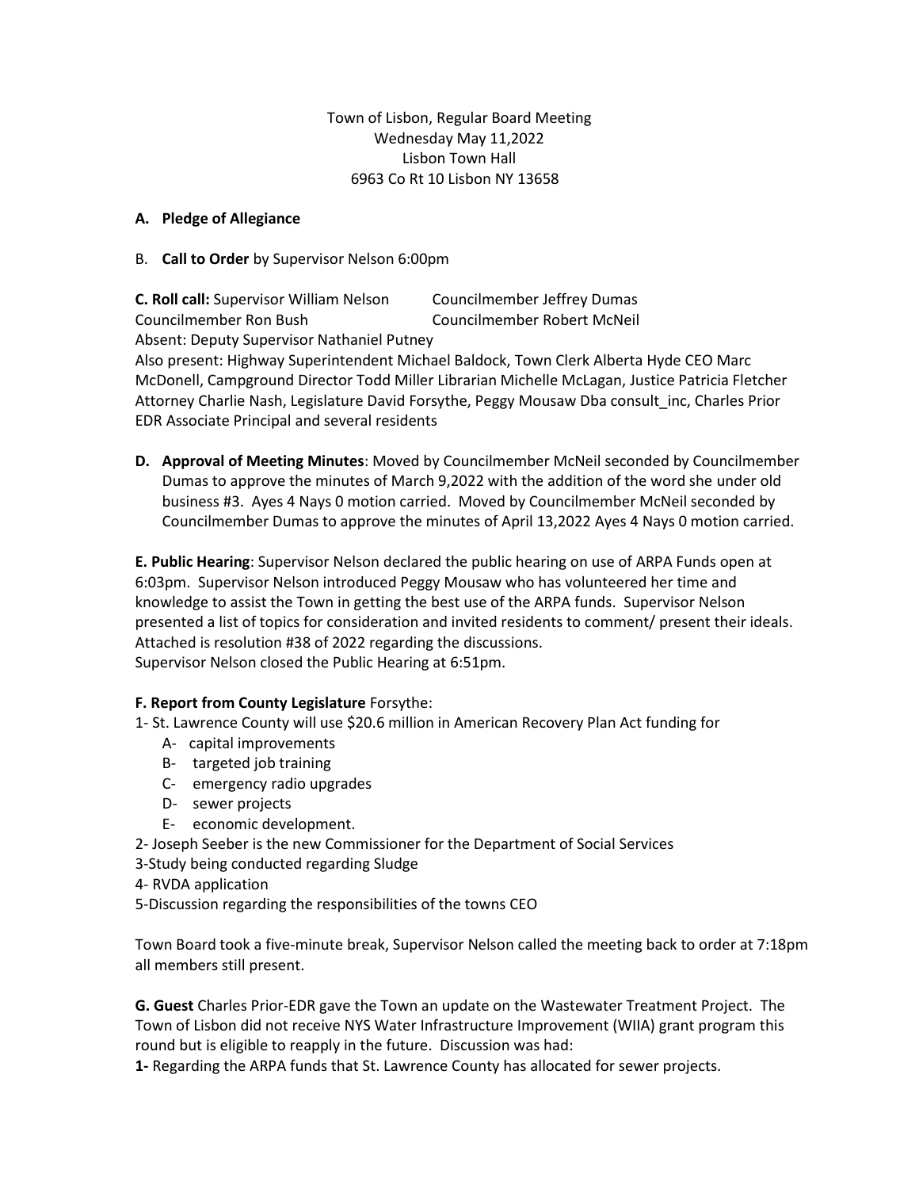Town of Lisbon, Regular Board Meeting
Wednesday May 11,2022
Lisbon Town Hall
6963 Co Rt 10 Lisbon NY 13658

**A. Pledge of Allegiance**

B. **Call to Order** by Supervisor Nelson 6:00pm

**C. Roll call:** Supervisor William Nelson  Councilmember Jeffrey Dumas
Councilmember Ron Bush  Councilmember Robert McNeil
Absent: Deputy Supervisor Nathaniel Putney
Also present: Highway Superintendent Michael Baldock, Town Clerk Alberta Hyde CEO Marc McDonell, Campground Director Todd Miller Librarian Michelle McLagan, Justice Patricia Fletcher Attorney Charlie Nash, Legislature David Forsythe, Peggy Mousaw Dba consult_inc, Charles Prior EDR Associate Principal and several residents

**D. Approval of Meeting Minutes**: Moved by Councilmember McNeil seconded by Councilmember Dumas to approve the minutes of March 9,2022 with the addition of the word she under old business #3. Ayes 4 Nays 0 motion carried. Moved by Councilmember McNeil seconded by Councilmember Dumas to approve the minutes of April 13,2022 Ayes 4 Nays 0 motion carried.

**E. Public Hearing**: Supervisor Nelson declared the public hearing on use of ARPA Funds open at 6:03pm. Supervisor Nelson introduced Peggy Mousaw who has volunteered her time and knowledge to assist the Town in getting the best use of the ARPA funds. Supervisor Nelson presented a list of topics for consideration and invited residents to comment/ present their ideals. Attached is resolution #38 of 2022 regarding the discussions.
Supervisor Nelson closed the Public Hearing at 6:51pm.

**F. Report from County Legislature** Forsythe:

1- St. Lawrence County will use $20.6 million in American Recovery Plan Act funding for
   - A- capital improvements
   - B- targeted job training
   - C- emergency radio upgrades
   - D- sewer projects
   - E- economic development.

2- Joseph Seeber is the new Commissioner for the Department of Social Services
3-Study being conducted regarding Sludge
4- RVDA application
5-Discussion regarding the responsibilities of the towns CEO

Town Board took a five-minute break, Supervisor Nelson called the meeting back to order at 7:18pm all members still present.

**G. Guest** Charles Prior-EDR gave the Town an update on the Wastewater Treatment Project. The Town of Lisbon did not receive NYS Water Infrastructure Improvement (WIIA) grant program this round but is eligible to reapply in the future. Discussion was had:

**1-** Regarding the ARPA funds that St. Lawrence County has allocated for sewer projects.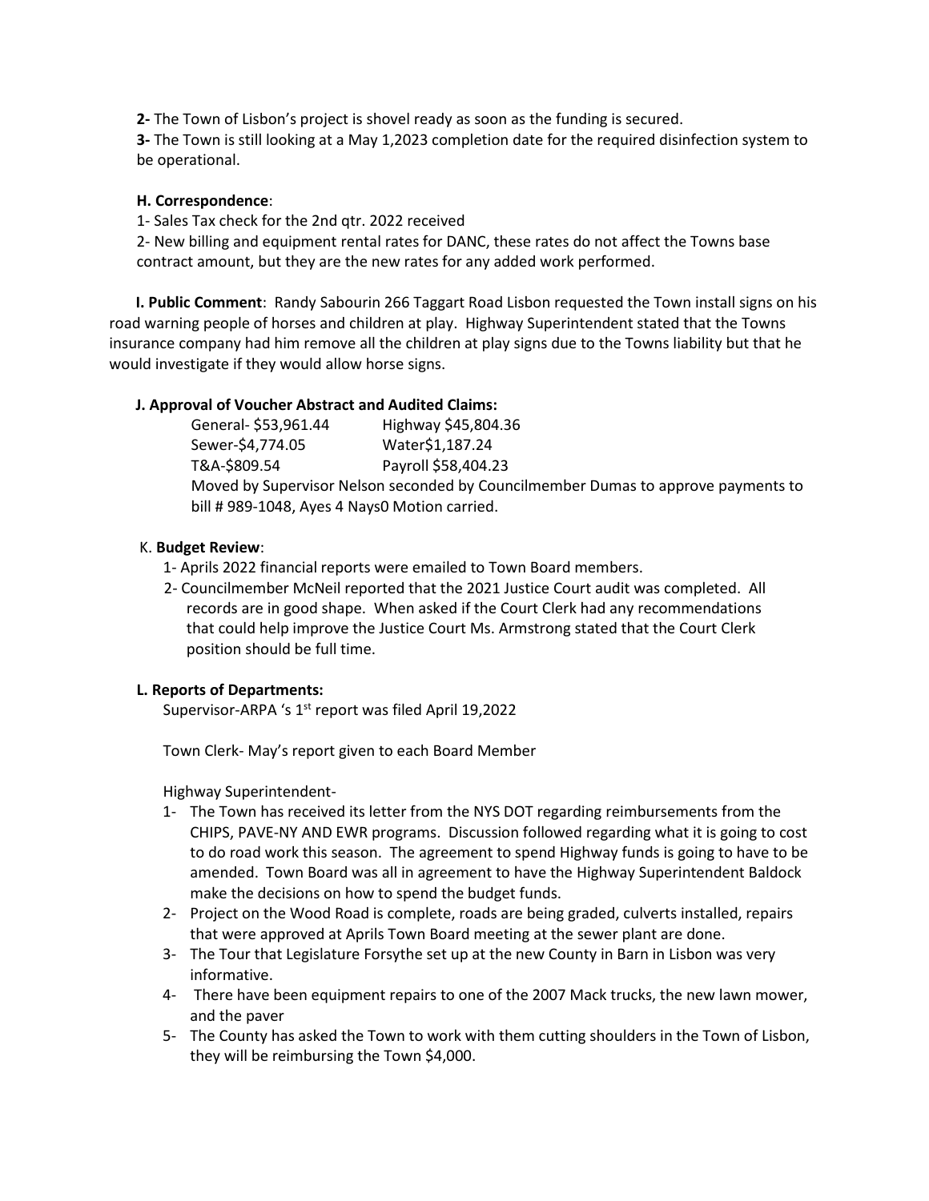**2-** The Town of Lisbon's project is shovel ready as soon as the funding is secured.

**3-** The Town is still looking at a May 1,2023 completion date for the required disinfection system to be operational.

**H. Correspondence**:

1- Sales Tax check for the 2nd qtr. 2022 received

2- New billing and equipment rental rates for DANC, these rates do not affect the Towns base contract amount, but they are the new rates for any added work performed.

**I. Public Comment**: Randy Sabourin 266 Taggart Road Lisbon requested the Town install signs on his road warning people of horses and children at play. Highway Superintendent stated that the Towns insurance company had him remove all the children at play signs due to the Towns liability but that he would investigate if they would allow horse signs.

**J. Approval of Voucher Abstract and Audited Claims:**

| | |
|---|---|
| General- $53,961.44 | Highway $45,804.36 |
| Sewer-$4,774.05 | Water$1,187.24 |
| T&A-$809.54 | Payroll $58,404.23 |

Moved by Supervisor Nelson seconded by Councilmember Dumas to approve payments to bill # 989-1048, Ayes 4 Nays0 Motion carried.

K. **Budget Review**:

1- Aprils 2022 financial reports were emailed to Town Board members.

2- Councilmember McNeil reported that the 2021 Justice Court audit was completed. All records are in good shape. When asked if the Court Clerk had any recommendations that could help improve the Justice Court Ms. Armstrong stated that the Court Clerk position should be full time.

**L. Reports of Departments:**

Supervisor-ARPA 's 1st report was filed April 19,2022

Town Clerk- May's report given to each Board Member

Highway Superintendent-

1- The Town has received its letter from the NYS DOT regarding reimbursements from the CHIPS, PAVE-NY AND EWR programs. Discussion followed regarding what it is going to cost to do road work this season. The agreement to spend Highway funds is going to have to be amended. Town Board was all in agreement to have the Highway Superintendent Baldock make the decisions on how to spend the budget funds.
2- Project on the Wood Road is complete, roads are being graded, culverts installed, repairs that were approved at Aprils Town Board meeting at the sewer plant are done.
3- The Tour that Legislature Forsythe set up at the new County in Barn in Lisbon was very informative.
4- There have been equipment repairs to one of the 2007 Mack trucks, the new lawn mower, and the paver
5- The County has asked the Town to work with them cutting shoulders in the Town of Lisbon, they will be reimbursing the Town $4,000.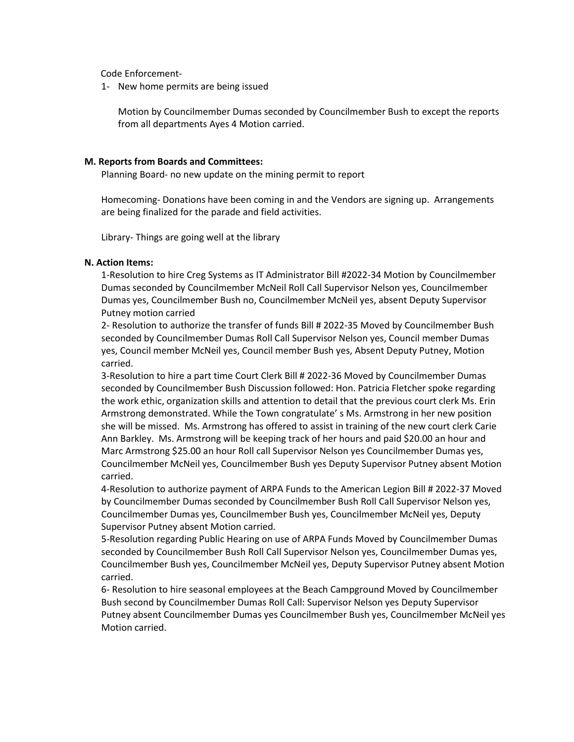Code Enforcement-

1- New home permits are being issued

Motion by Councilmember Dumas seconded by Councilmember Bush to except the reports from all departments Ayes 4 Motion carried.

**M. Reports from Boards and Committees:**

Planning Board- no new update on the mining permit to report

Homecoming- Donations have been coming in and the Vendors are signing up. Arrangements are being finalized for the parade and field activities.

Library- Things are going well at the library

**N. Action Items:**

1-Resolution to hire Creg Systems as IT Administrator Bill #2022-34 Motion by Councilmember Dumas seconded by Councilmember McNeil Roll Call Supervisor Nelson yes, Councilmember Dumas yes, Councilmember Bush no, Councilmember McNeil yes, absent Deputy Supervisor Putney motion carried

2- Resolution to authorize the transfer of funds Bill # 2022-35 Moved by Councilmember Bush seconded by Councilmember Dumas Roll Call Supervisor Nelson yes, Council member Dumas yes, Council member McNeil yes, Council member Bush yes, Absent Deputy Putney, Motion carried.

3-Resolution to hire a part time Court Clerk Bill # 2022-36 Moved by Councilmember Dumas seconded by Councilmember Bush Discussion followed: Hon. Patricia Fletcher spoke regarding the work ethic, organization skills and attention to detail that the previous court clerk Ms. Erin Armstrong demonstrated. While the Town congratulate' s Ms. Armstrong in her new position she will be missed. Ms. Armstrong has offered to assist in training of the new court clerk Carie Ann Barkley. Ms. Armstrong will be keeping track of her hours and paid $20.00 an hour and Marc Armstrong $25.00 an hour Roll call Supervisor Nelson yes Councilmember Dumas yes, Councilmember McNeil yes, Councilmember Bush yes Deputy Supervisor Putney absent Motion carried.

4-Resolution to authorize payment of ARPA Funds to the American Legion Bill # 2022-37 Moved by Councilmember Dumas seconded by Councilmember Bush Roll Call Supervisor Nelson yes, Councilmember Dumas yes, Councilmember Bush yes, Councilmember McNeil yes, Deputy Supervisor Putney absent Motion carried.

5-Resolution regarding Public Hearing on use of ARPA Funds Moved by Councilmember Dumas seconded by Councilmember Bush Roll Call Supervisor Nelson yes, Councilmember Dumas yes, Councilmember Bush yes, Councilmember McNeil yes, Deputy Supervisor Putney absent Motion carried.

6- Resolution to hire seasonal employees at the Beach Campground Moved by Councilmember Bush second by Councilmember Dumas Roll Call: Supervisor Nelson yes Deputy Supervisor Putney absent Councilmember Dumas yes Councilmember Bush yes, Councilmember McNeil yes Motion carried.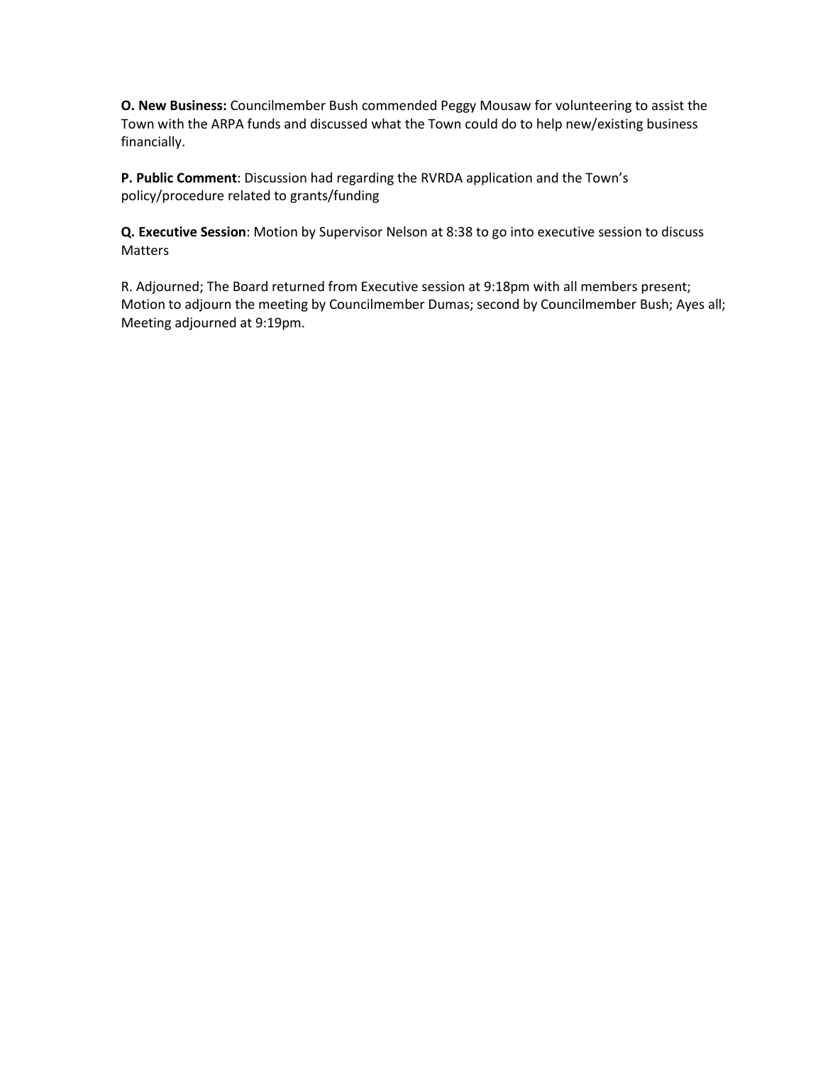**O. New Business:** Councilmember Bush commended Peggy Mousaw for volunteering to assist the Town with the ARPA funds and discussed what the Town could do to help new/existing business financially.

**P. Public Comment**: Discussion had regarding the RVRDA application and the Town's policy/procedure related to grants/funding

**Q. Executive Session**: Motion by Supervisor Nelson at 8:38 to go into executive session to discuss Matters

R. Adjourned; The Board returned from Executive session at 9:18pm with all members present; Motion to adjourn the meeting by Councilmember Dumas; second by Councilmember Bush; Ayes all; Meeting adjourned at 9:19pm.